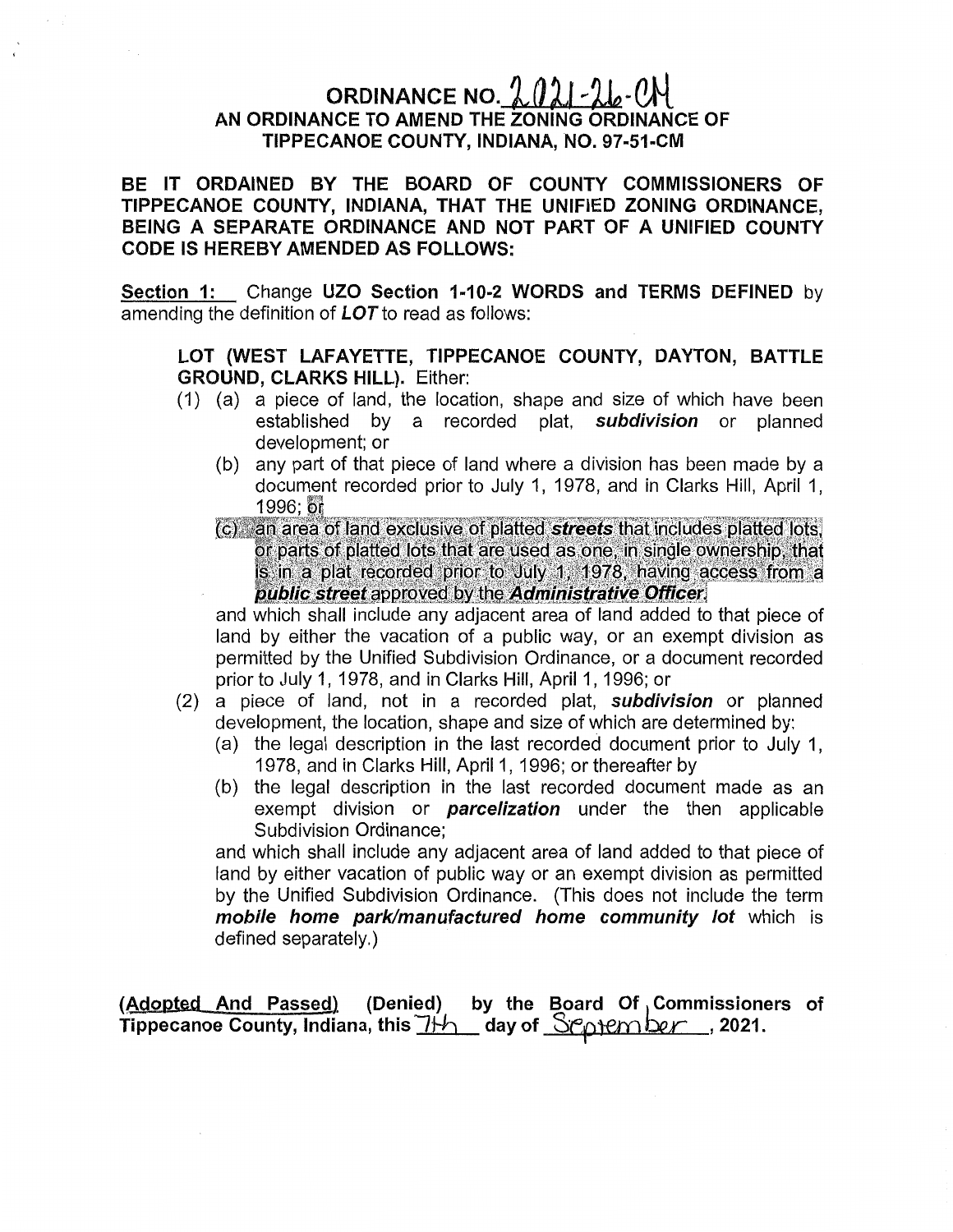# ORDINANCE NO. 2021-26-CM

## AN ORDINANCE TO AMEND THE ZONING ORDINANCE OF TIPPECANOE COUNTY, INDIANA, NO. 97-51-CM

**BE IT ORDAINED BY THE BOARD OF COUNTY COMMISSIONERS OF TIPPECANOE COUNTY, INDIANA, THAT THE UNIFIED ZONING ORDINANCE, BEING A SEPARATE ORDINANCE AND NOT PART OF A UNIFIED COUNTY CODE IS HEREBY AMENDED AS FOLLOWS:**

**Section 1:** Change **UZO Section 1-10-2 WORDS and TERMS DEFINED** by amending the definition of ***LOT*** to read as follows:

> **LOT (WEST LAFAYETTE, TIPPECANOE COUNTY, DAYTON, BATTLE GROUND, CLARKS HILL).** Either:
>
> (1) (a) a piece of land, the location, shape and size of which have been established by a recorded plat, ***subdivision*** or planned development; or
>
> (b) any part of that piece of land where a division has been made by a document recorded prior to July 1, 1978, and in Clarks Hill, April 1, 1996; or
>
> (c) an area of land exclusive of platted ***streets*** that includes platted lots, or parts of platted lots that are used as one, in single ownership, that is in a plat recorded prior to July 1, 1978, having access from a ***public street*** approved by the ***Administrative Officer***.
>
> and which shall include any adjacent area of land added to that piece of land by either the vacation of a public way, or an exempt division as permitted by the Unified Subdivision Ordinance, or a document recorded prior to July 1, 1978, and in Clarks Hill, April 1, 1996; or
>
> (2) a piece of land, not in a recorded plat, ***subdivision*** or planned development, the location, shape and size of which are determined by:
>
> (a) the legal description in the last recorded document prior to July 1, 1978, and in Clarks Hill, April 1, 1996; or thereafter by
>
> (b) the legal description in the last recorded document made as an exempt division or ***parcelization*** under the then applicable Subdivision Ordinance;
>
> and which shall include any adjacent area of land added to that piece of land by either vacation of public way or an exempt division as permitted by the Unified Subdivision Ordinance. (This does not include the term ***mobile home park/manufactured home community lot*** which is defined separately.)

**(Adopted And Passed) (Denied) by the Board Of Commissioners of Tippecanoe County, Indiana, this 7th day of September, 2021.**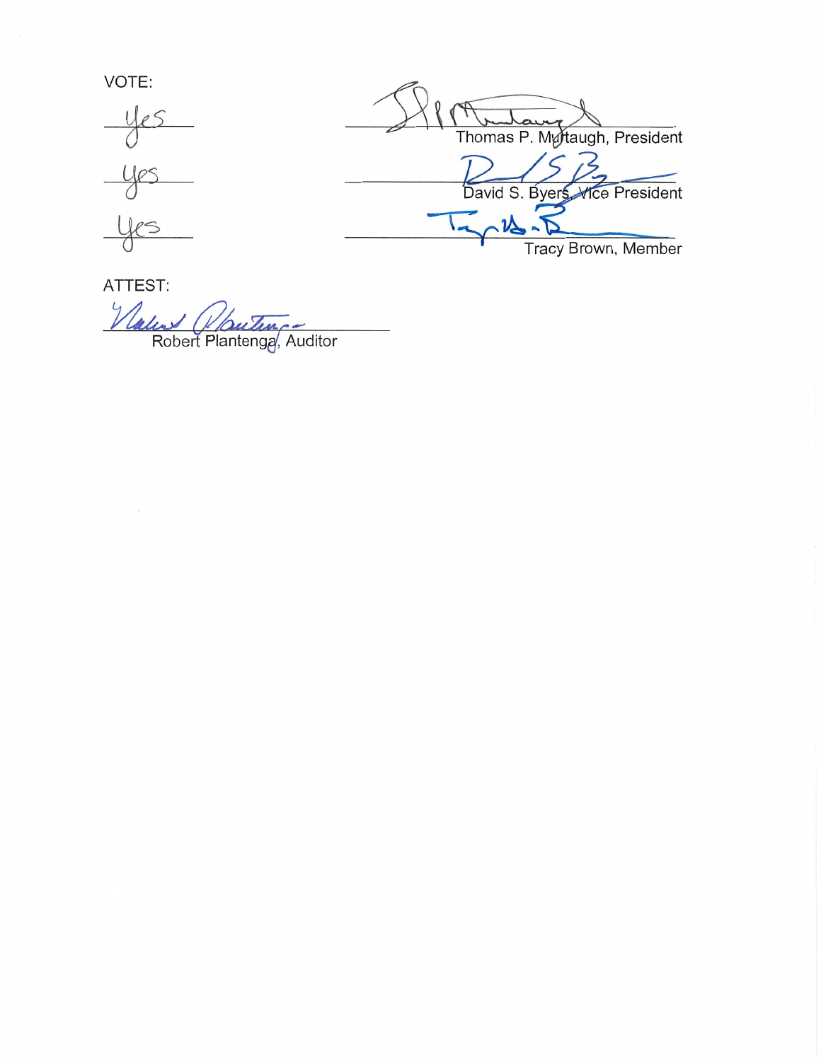VOTE:

| | |
|---|---|
| Yes | Thomas P. Murtaugh, President |
| Yes | David S. Byers, Vice President |
| Yes | Tracy Brown, Member |

ATTEST:

Robert Plantenga, Auditor